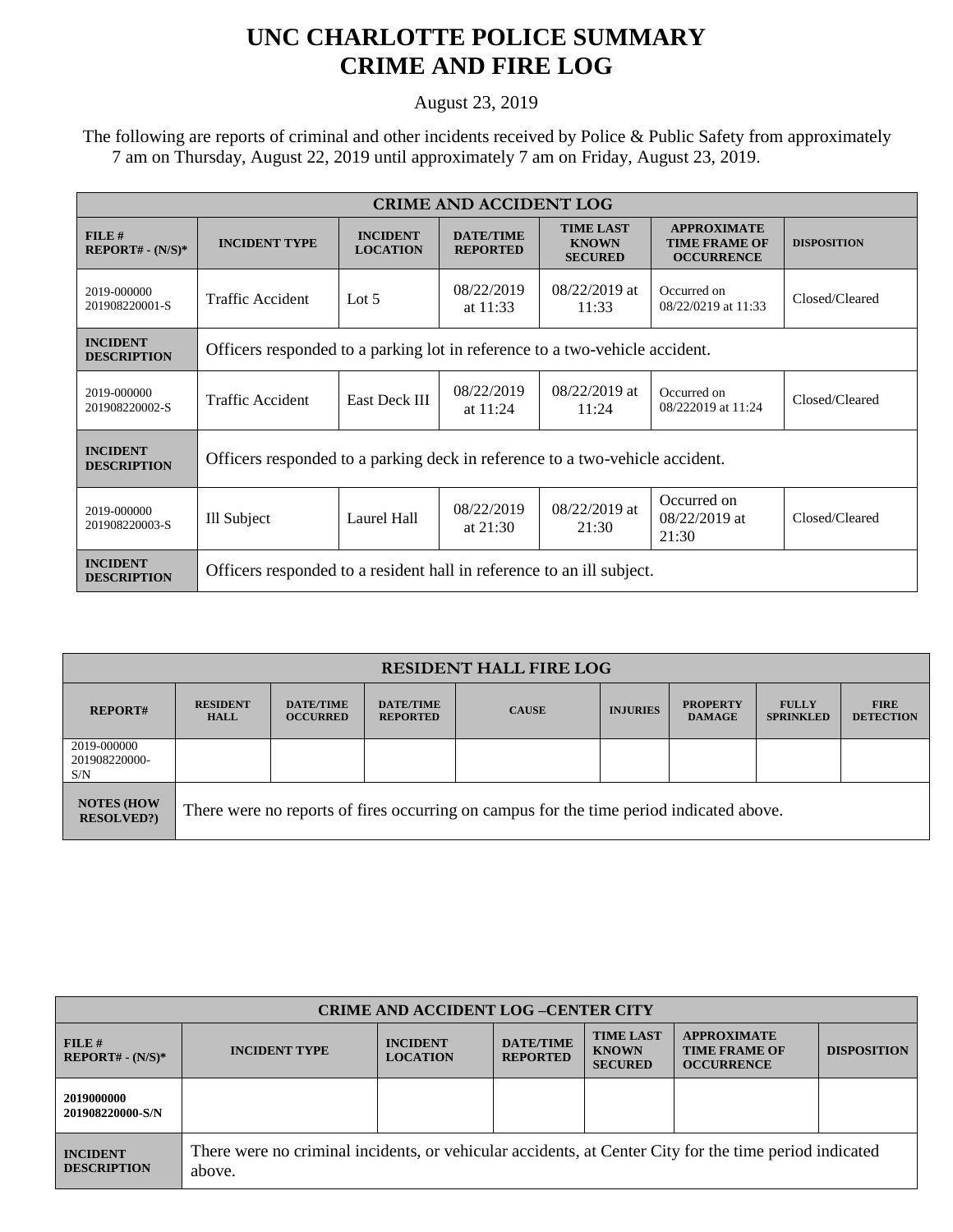# UNC CHARLOTTE POLICE SUMMARY
# CRIME AND FIRE LOG

August 23, 2019

The following are reports of criminal and other incidents received by Police & Public Safety from approximately 7 am on Thursday, August 22, 2019 until approximately 7 am on Friday, August 23, 2019.

| CRIME AND ACCIDENT LOG | | | | | | |
|---|---|---|---|---|---|---|
| **FILE # REPORT# - (N/S)*** | **INCIDENT TYPE** | **INCIDENT LOCATION** | **DATE/TIME REPORTED** | **TIME LAST KNOWN SECURED** | **APPROXIMATE TIME FRAME OF OCCURRENCE** | **DISPOSITION** |
| 2019-000000 201908220001-S | Traffic Accident | Lot 5 | 08/22/2019 at 11:33 | 08/22/2019 at 11:33 | Occurred on 08/22/0219 at 11:33 | Closed/Cleared |
| **INCIDENT DESCRIPTION** | Officers responded to a parking lot in reference to a two-vehicle accident. | | | | | |
| 2019-000000 201908220002-S | Traffic Accident | East Deck III | 08/22/2019 at 11:24 | 08/22/2019 at 11:24 | Occurred on 08/222019 at 11:24 | Closed/Cleared |
| **INCIDENT DESCRIPTION** | Officers responded to a parking deck in reference to a two-vehicle accident. | | | | | |
| 2019-000000 201908220003-S | Ill Subject | Laurel Hall | 08/22/2019 at 21:30 | 08/22/2019 at 21:30 | Occurred on 08/22/2019 at 21:30 | Closed/Cleared |
| **INCIDENT DESCRIPTION** | Officers responded to a resident hall in reference to an ill subject. | | | | | |

| RESIDENT HALL FIRE LOG | | | | | | | | |
|---|---|---|---|---|---|---|---|---|
| **REPORT#** | **RESIDENT HALL** | **DATE/TIME OCCURRED** | **DATE/TIME REPORTED** | **CAUSE** | **INJURIES** | **PROPERTY DAMAGE** | **FULLY SPRINKLED** | **FIRE DETECTION** |
| 2019-000000 201908220000-S/N | | | | | | | | |
| **NOTES (HOW RESOLVED?)** | There were no reports of fires occurring on campus for the time period indicated above. | | | | | | | |

| CRIME AND ACCIDENT LOG –CENTER CITY | | | | | | |
|---|---|---|---|---|---|---|
| **FILE # REPORT# - (N/S)*** | **INCIDENT TYPE** | **INCIDENT LOCATION** | **DATE/TIME REPORTED** | **TIME LAST KNOWN SECURED** | **APPROXIMATE TIME FRAME OF OCCURRENCE** | **DISPOSITION** |
| **2019000000 201908220000-S/N** | | | | | | |
| **INCIDENT DESCRIPTION** | There were no criminal incidents, or vehicular accidents, at Center City for the time period indicated above. | | | | | |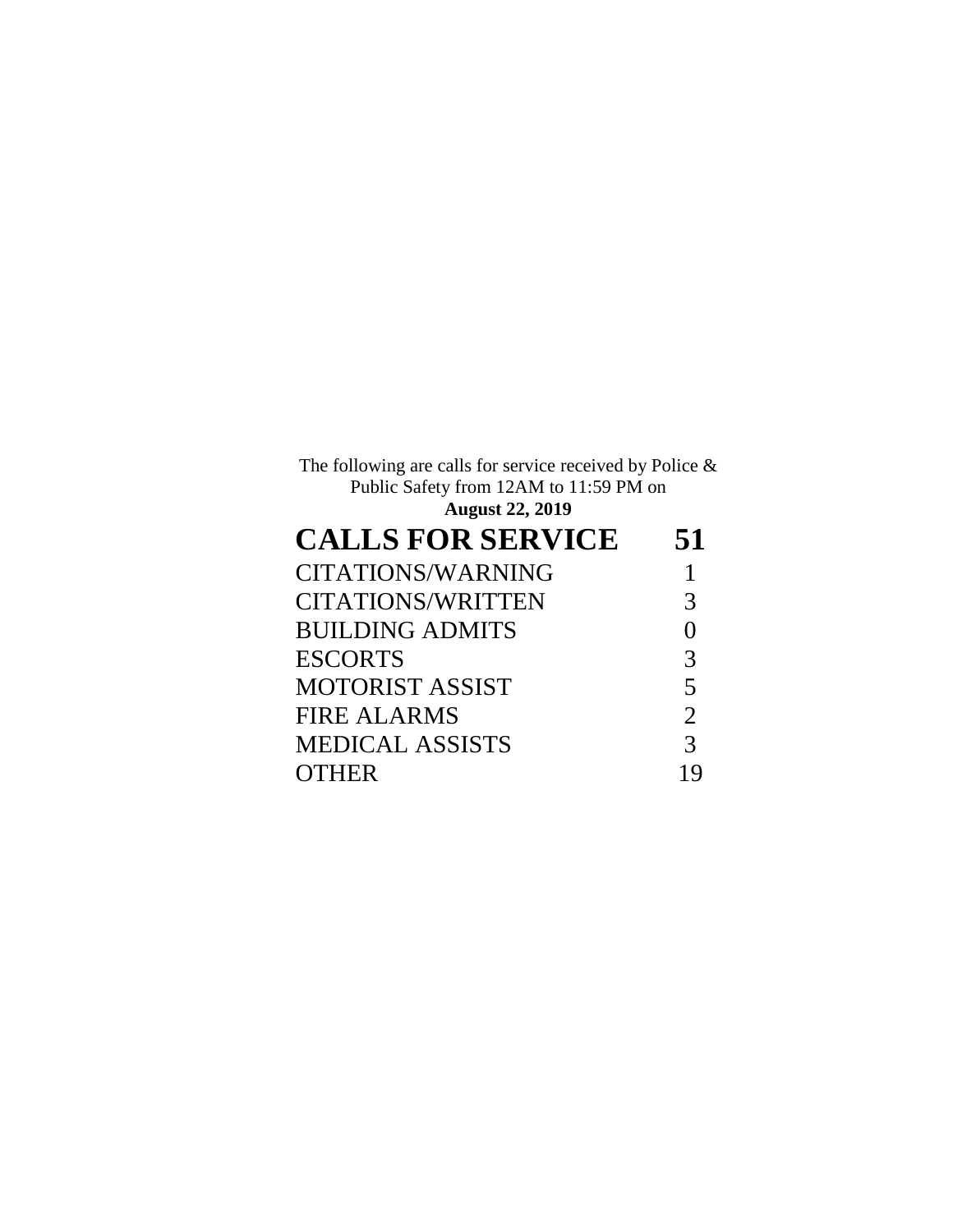The following are calls for service received by Police & Public Safety from 12AM to 11:59 PM on

**August 22, 2019**

| | |
|---|---|
| **CALLS FOR SERVICE** | **51** |
| CITATIONS/WARNING | 1 |
| CITATIONS/WRITTEN | 3 |
| BUILDING ADMITS | 0 |
| ESCORTS | 3 |
| MOTORIST ASSIST | 5 |
| FIRE ALARMS | 2 |
| MEDICAL ASSISTS | 3 |
| OTHER | 19 |